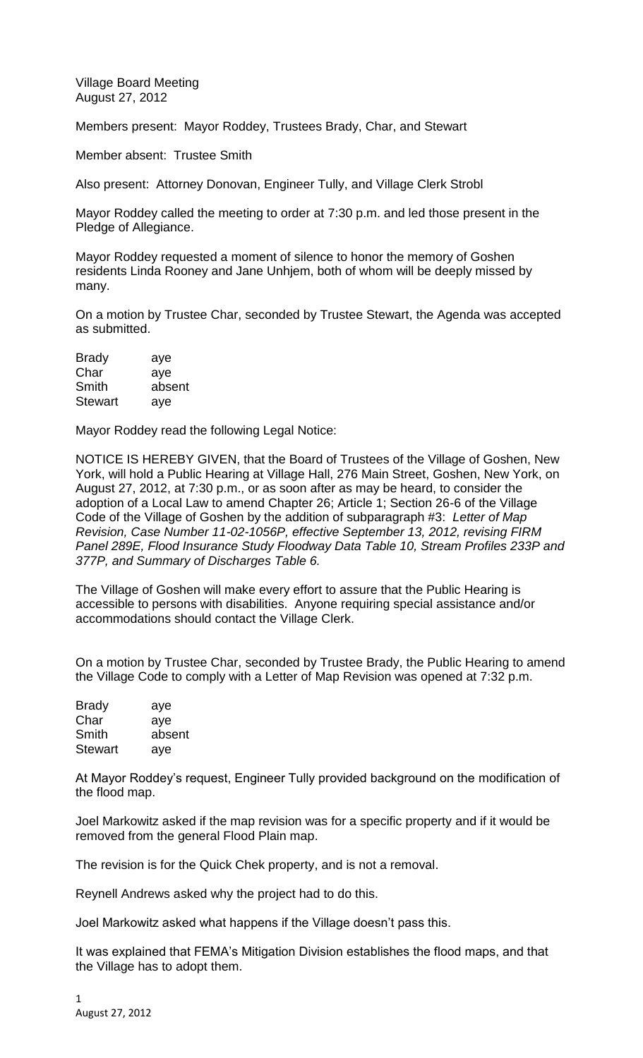Village Board Meeting
August 27, 2012

Members present: Mayor Roddey, Trustees Brady, Char, and Stewart

Member absent: Trustee Smith

Also present: Attorney Donovan, Engineer Tully, and Village Clerk Strobl

Mayor Roddey called the meeting to order at 7:30 p.m. and led those present in the Pledge of Allegiance.

Mayor Roddey requested a moment of silence to honor the memory of Goshen residents Linda Rooney and Jane Unhjem, both of whom will be deeply missed by many.

On a motion by Trustee Char, seconded by Trustee Stewart, the Agenda was accepted as submitted.

| | |
|---|---|
| Brady | aye |
| Char | aye |
| Smith | absent |
| Stewart | aye |

Mayor Roddey read the following Legal Notice:

NOTICE IS HEREBY GIVEN, that the Board of Trustees of the Village of Goshen, New York, will hold a Public Hearing at Village Hall, 276 Main Street, Goshen, New York, on August 27, 2012, at 7:30 p.m., or as soon after as may be heard, to consider the adoption of a Local Law to amend Chapter 26; Article 1; Section 26-6 of the Village Code of the Village of Goshen by the addition of subparagraph #3: *Letter of Map Revision, Case Number 11-02-1056P, effective September 13, 2012, revising FIRM Panel 289E, Flood Insurance Study Floodway Data Table 10, Stream Profiles 233P and 377P, and Summary of Discharges Table 6.*

The Village of Goshen will make every effort to assure that the Public Hearing is accessible to persons with disabilities. Anyone requiring special assistance and/or accommodations should contact the Village Clerk.

On a motion by Trustee Char, seconded by Trustee Brady, the Public Hearing to amend the Village Code to comply with a Letter of Map Revision was opened at 7:32 p.m.

| | |
|---|---|
| Brady | aye |
| Char | aye |
| Smith | absent |
| Stewart | aye |

At Mayor Roddey's request, Engineer Tully provided background on the modification of the flood map.

Joel Markowitz asked if the map revision was for a specific property and if it would be removed from the general Flood Plain map.

The revision is for the Quick Chek property, and is not a removal.

Reynell Andrews asked why the project had to do this.

Joel Markowitz asked what happens if the Village doesn't pass this.

It was explained that FEMA's Mitigation Division establishes the flood maps, and that the Village has to adopt them.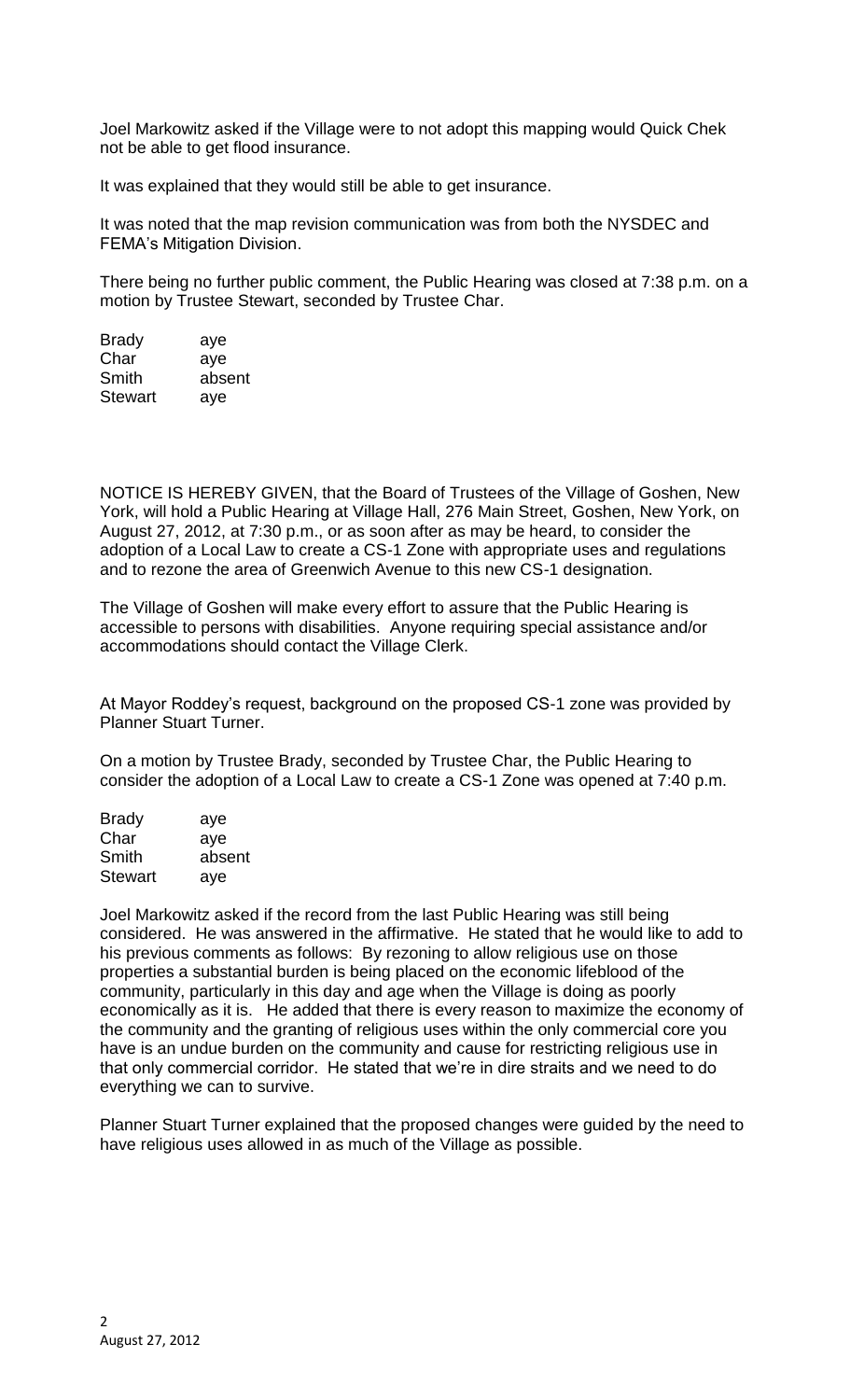Joel Markowitz asked if the Village were to not adopt this mapping would Quick Chek not be able to get flood insurance.

It was explained that they would still be able to get insurance.

It was noted that the map revision communication was from both the NYSDEC and FEMA's Mitigation Division.

There being no further public comment, the Public Hearing was closed at 7:38 p.m. on a motion by Trustee Stewart, seconded by Trustee Char.

| | |
|---|---|
| Brady | aye |
| Char | aye |
| Smith | absent |
| Stewart | aye |

NOTICE IS HEREBY GIVEN, that the Board of Trustees of the Village of Goshen, New York, will hold a Public Hearing at Village Hall, 276 Main Street, Goshen, New York, on August 27, 2012, at 7:30 p.m., or as soon after as may be heard, to consider the adoption of a Local Law to create a CS-1 Zone with appropriate uses and regulations and to rezone the area of Greenwich Avenue to this new CS-1 designation.

The Village of Goshen will make every effort to assure that the Public Hearing is accessible to persons with disabilities. Anyone requiring special assistance and/or accommodations should contact the Village Clerk.

At Mayor Roddey's request, background on the proposed CS-1 zone was provided by Planner Stuart Turner.

On a motion by Trustee Brady, seconded by Trustee Char, the Public Hearing to consider the adoption of a Local Law to create a CS-1 Zone was opened at 7:40 p.m.

| | |
|---|---|
| Brady | aye |
| Char | aye |
| Smith | absent |
| Stewart | aye |

Joel Markowitz asked if the record from the last Public Hearing was still being considered. He was answered in the affirmative. He stated that he would like to add to his previous comments as follows: By rezoning to allow religious use on those properties a substantial burden is being placed on the economic lifeblood of the community, particularly in this day and age when the Village is doing as poorly economically as it is. He added that there is every reason to maximize the economy of the community and the granting of religious uses within the only commercial core you have is an undue burden on the community and cause for restricting religious use in that only commercial corridor. He stated that we're in dire straits and we need to do everything we can to survive.

Planner Stuart Turner explained that the proposed changes were guided by the need to have religious uses allowed in as much of the Village as possible.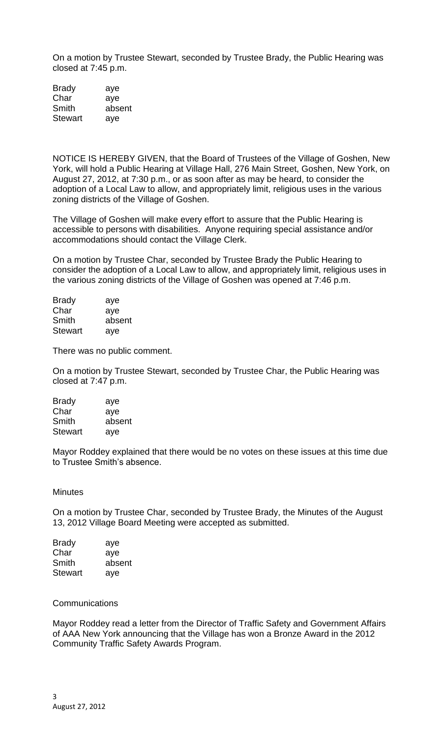On a motion by Trustee Stewart, seconded by Trustee Brady, the Public Hearing was closed at 7:45 p.m.

| | |
|---|---|
| Brady | aye |
| Char | aye |
| Smith | absent |
| Stewart | aye |

NOTICE IS HEREBY GIVEN, that the Board of Trustees of the Village of Goshen, New York, will hold a Public Hearing at Village Hall, 276 Main Street, Goshen, New York, on August 27, 2012, at 7:30 p.m., or as soon after as may be heard, to consider the adoption of a Local Law to allow, and appropriately limit, religious uses in the various zoning districts of the Village of Goshen.

The Village of Goshen will make every effort to assure that the Public Hearing is accessible to persons with disabilities. Anyone requiring special assistance and/or accommodations should contact the Village Clerk.

On a motion by Trustee Char, seconded by Trustee Brady the Public Hearing to consider the adoption of a Local Law to allow, and appropriately limit, religious uses in the various zoning districts of the Village of Goshen was opened at 7:46 p.m.

| | |
|---|---|
| Brady | aye |
| Char | aye |
| Smith | absent |
| Stewart | aye |

There was no public comment.

On a motion by Trustee Stewart, seconded by Trustee Char, the Public Hearing was closed at 7:47 p.m.

| | |
|---|---|
| Brady | aye |
| Char | aye |
| Smith | absent |
| Stewart | aye |

Mayor Roddey explained that there would be no votes on these issues at this time due to Trustee Smith's absence.

Minutes

On a motion by Trustee Char, seconded by Trustee Brady, the Minutes of the August 13, 2012 Village Board Meeting were accepted as submitted.

| | |
|---|---|
| Brady | aye |
| Char | aye |
| Smith | absent |
| Stewart | aye |

Communications

Mayor Roddey read a letter from the Director of Traffic Safety and Government Affairs of AAA New York announcing that the Village has won a Bronze Award in the 2012 Community Traffic Safety Awards Program.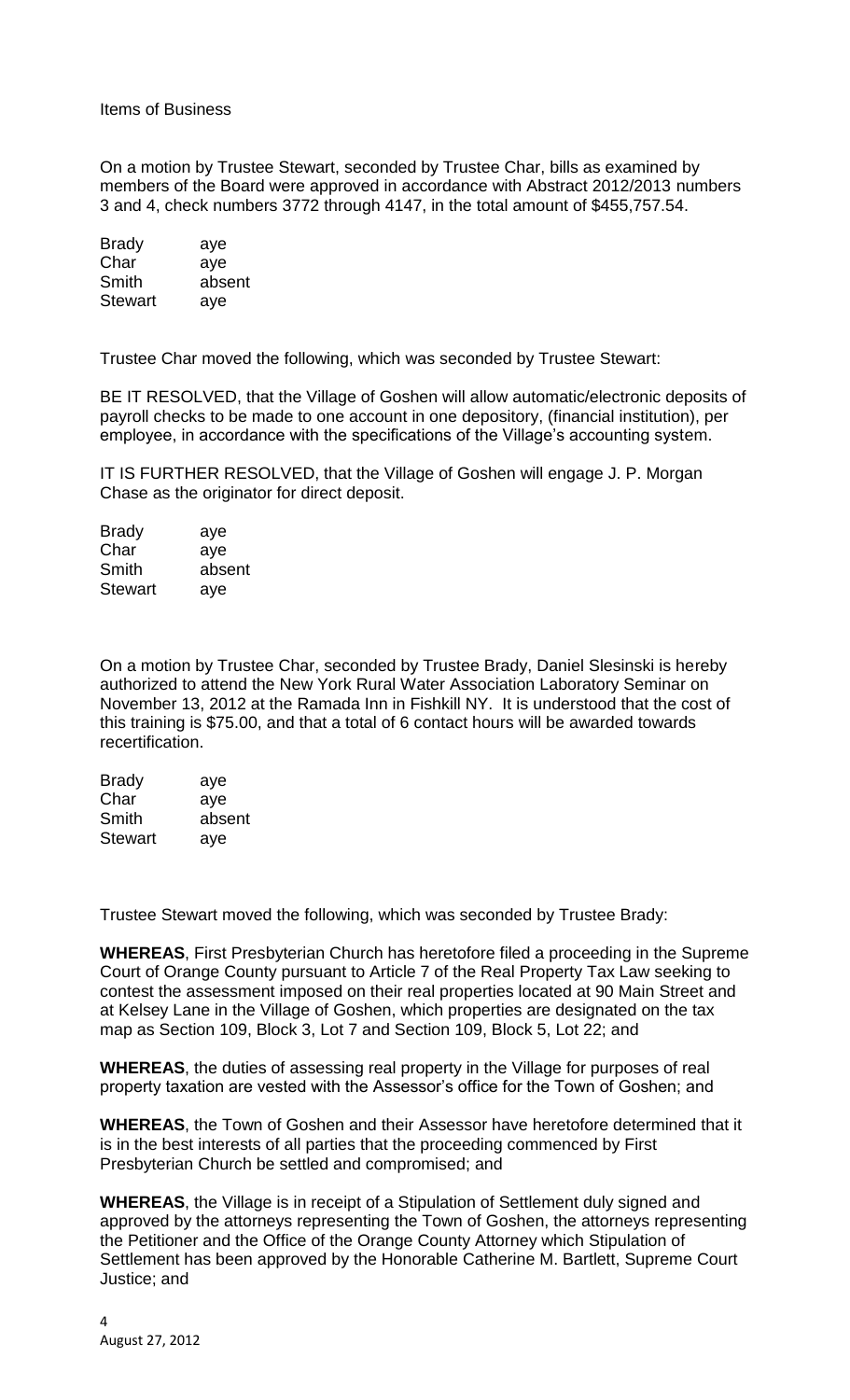Items of Business

On a motion by Trustee Stewart, seconded by Trustee Char, bills as examined by members of the Board were approved in accordance with Abstract 2012/2013 numbers 3 and 4, check numbers 3772 through 4147, in the total amount of $455,757.54.

| | |
|---|---|
| Brady | aye |
| Char | aye |
| Smith | absent |
| Stewart | aye |

Trustee Char moved the following, which was seconded by Trustee Stewart:

BE IT RESOLVED, that the Village of Goshen will allow automatic/electronic deposits of payroll checks to be made to one account in one depository, (financial institution), per employee, in accordance with the specifications of the Village's accounting system.

IT IS FURTHER RESOLVED, that the Village of Goshen will engage J. P. Morgan Chase as the originator for direct deposit.

| | |
|---|---|
| Brady | aye |
| Char | aye |
| Smith | absent |
| Stewart | aye |

On a motion by Trustee Char, seconded by Trustee Brady, Daniel Slesinski is hereby authorized to attend the New York Rural Water Association Laboratory Seminar on November 13, 2012 at the Ramada Inn in Fishkill NY. It is understood that the cost of this training is $75.00, and that a total of 6 contact hours will be awarded towards recertification.

| | |
|---|---|
| Brady | aye |
| Char | aye |
| Smith | absent |
| Stewart | aye |

Trustee Stewart moved the following, which was seconded by Trustee Brady:

**WHEREAS**, First Presbyterian Church has heretofore filed a proceeding in the Supreme Court of Orange County pursuant to Article 7 of the Real Property Tax Law seeking to contest the assessment imposed on their real properties located at 90 Main Street and at Kelsey Lane in the Village of Goshen, which properties are designated on the tax map as Section 109, Block 3, Lot 7 and Section 109, Block 5, Lot 22; and

**WHEREAS**, the duties of assessing real property in the Village for purposes of real property taxation are vested with the Assessor's office for the Town of Goshen; and

**WHEREAS**, the Town of Goshen and their Assessor have heretofore determined that it is in the best interests of all parties that the proceeding commenced by First Presbyterian Church be settled and compromised; and

**WHEREAS**, the Village is in receipt of a Stipulation of Settlement duly signed and approved by the attorneys representing the Town of Goshen, the attorneys representing the Petitioner and the Office of the Orange County Attorney which Stipulation of Settlement has been approved by the Honorable Catherine M. Bartlett, Supreme Court Justice; and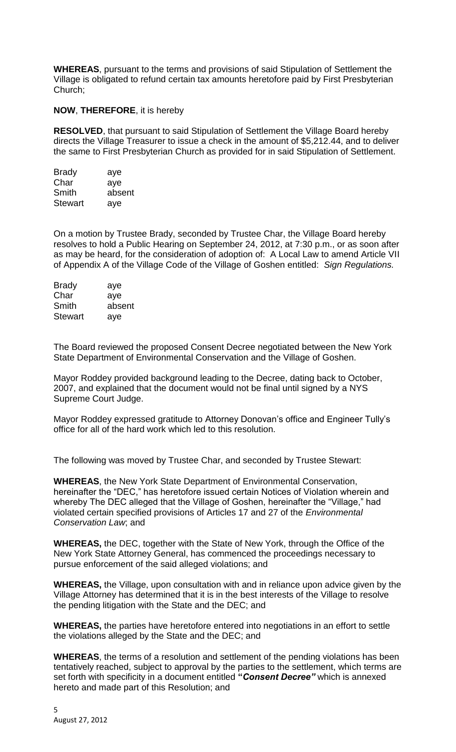**WHEREAS**, pursuant to the terms and provisions of said Stipulation of Settlement the Village is obligated to refund certain tax amounts heretofore paid by First Presbyterian Church;

**NOW**, **THEREFORE**, it is hereby

**RESOLVED**, that pursuant to said Stipulation of Settlement the Village Board hereby directs the Village Treasurer to issue a check in the amount of $5,212.44, and to deliver the same to First Presbyterian Church as provided for in said Stipulation of Settlement.

| | |
|---|---|
| Brady | aye |
| Char | aye |
| Smith | absent |
| Stewart | aye |

On a motion by Trustee Brady, seconded by Trustee Char, the Village Board hereby resolves to hold a Public Hearing on September 24, 2012, at 7:30 p.m., or as soon after as may be heard, for the consideration of adoption of: A Local Law to amend Article VII of Appendix A of the Village Code of the Village of Goshen entitled: *Sign Regulations.*

| | |
|---|---|
| Brady | aye |
| Char | aye |
| Smith | absent |
| Stewart | aye |

The Board reviewed the proposed Consent Decree negotiated between the New York State Department of Environmental Conservation and the Village of Goshen.

Mayor Roddey provided background leading to the Decree, dating back to October, 2007, and explained that the document would not be final until signed by a NYS Supreme Court Judge.

Mayor Roddey expressed gratitude to Attorney Donovan's office and Engineer Tully's office for all of the hard work which led to this resolution.

The following was moved by Trustee Char, and seconded by Trustee Stewart:

**WHEREAS**, the New York State Department of Environmental Conservation, hereinafter the "DEC," has heretofore issued certain Notices of Violation wherein and whereby The DEC alleged that the Village of Goshen, hereinafter the "Village," had violated certain specified provisions of Articles 17 and 27 of the *Environmental Conservation Law*; and

**WHEREAS,** the DEC, together with the State of New York, through the Office of the New York State Attorney General, has commenced the proceedings necessary to pursue enforcement of the said alleged violations; and

**WHEREAS,** the Village, upon consultation with and in reliance upon advice given by the Village Attorney has determined that it is in the best interests of the Village to resolve the pending litigation with the State and the DEC; and

**WHEREAS,** the parties have heretofore entered into negotiations in an effort to settle the violations alleged by the State and the DEC; and

**WHEREAS**, the terms of a resolution and settlement of the pending violations has been tentatively reached, subject to approval by the parties to the settlement, which terms are set forth with specificity in a document entitled ***"Consent Decree"*** which is annexed hereto and made part of this Resolution; and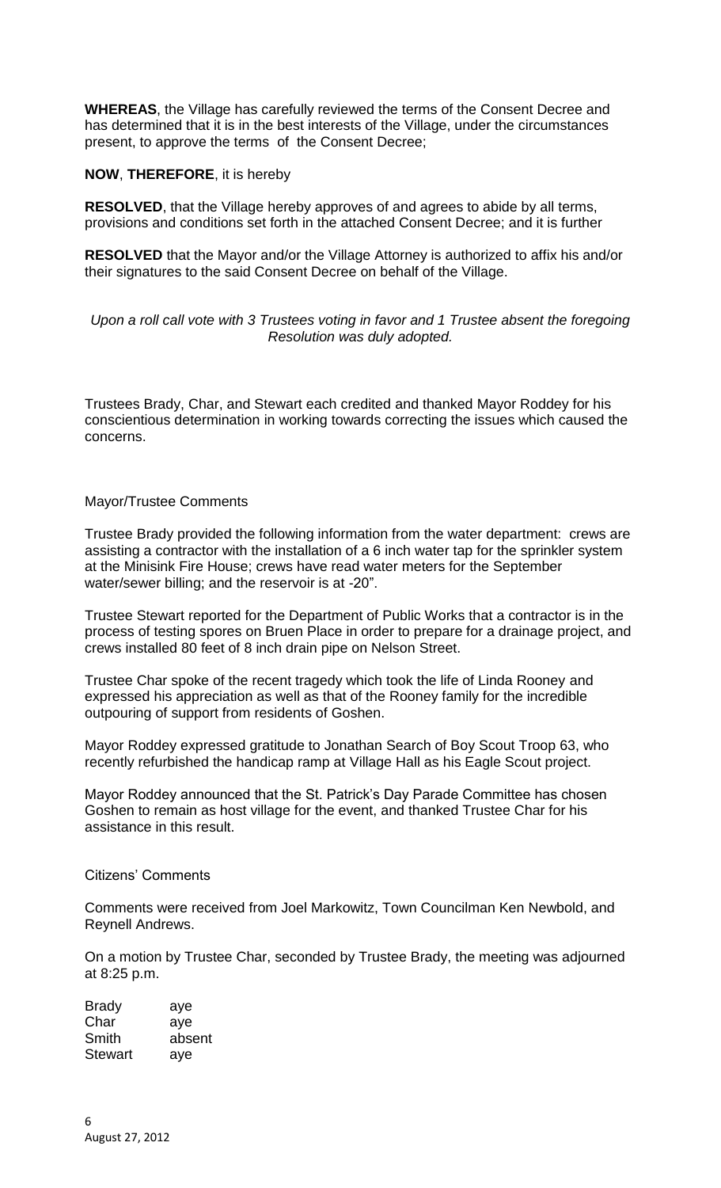**WHEREAS**, the Village has carefully reviewed the terms of the Consent Decree and has determined that it is in the best interests of the Village, under the circumstances present, to approve the terms of the Consent Decree;

**NOW**, **THEREFORE**, it is hereby

**RESOLVED**, that the Village hereby approves of and agrees to abide by all terms, provisions and conditions set forth in the attached Consent Decree; and it is further

**RESOLVED** that the Mayor and/or the Village Attorney is authorized to affix his and/or their signatures to the said Consent Decree on behalf of the Village.

*Upon a roll call vote with 3 Trustees voting in favor and 1 Trustee absent the foregoing Resolution was duly adopted.*

Trustees Brady, Char, and Stewart each credited and thanked Mayor Roddey for his conscientious determination in working towards correcting the issues which caused the concerns.

Mayor/Trustee Comments

Trustee Brady provided the following information from the water department: crews are assisting a contractor with the installation of a 6 inch water tap for the sprinkler system at the Minisink Fire House; crews have read water meters for the September water/sewer billing; and the reservoir is at -20".

Trustee Stewart reported for the Department of Public Works that a contractor is in the process of testing spores on Bruen Place in order to prepare for a drainage project, and crews installed 80 feet of 8 inch drain pipe on Nelson Street.

Trustee Char spoke of the recent tragedy which took the life of Linda Rooney and expressed his appreciation as well as that of the Rooney family for the incredible outpouring of support from residents of Goshen.

Mayor Roddey expressed gratitude to Jonathan Search of Boy Scout Troop 63, who recently refurbished the handicap ramp at Village Hall as his Eagle Scout project.

Mayor Roddey announced that the St. Patrick's Day Parade Committee has chosen Goshen to remain as host village for the event, and thanked Trustee Char for his assistance in this result.

Citizens' Comments

Comments were received from Joel Markowitz, Town Councilman Ken Newbold, and Reynell Andrews.

On a motion by Trustee Char, seconded by Trustee Brady, the meeting was adjourned at 8:25 p.m.

| | |
|---|---|
| Brady | aye |
| Char | aye |
| Smith | absent |
| Stewart | aye |